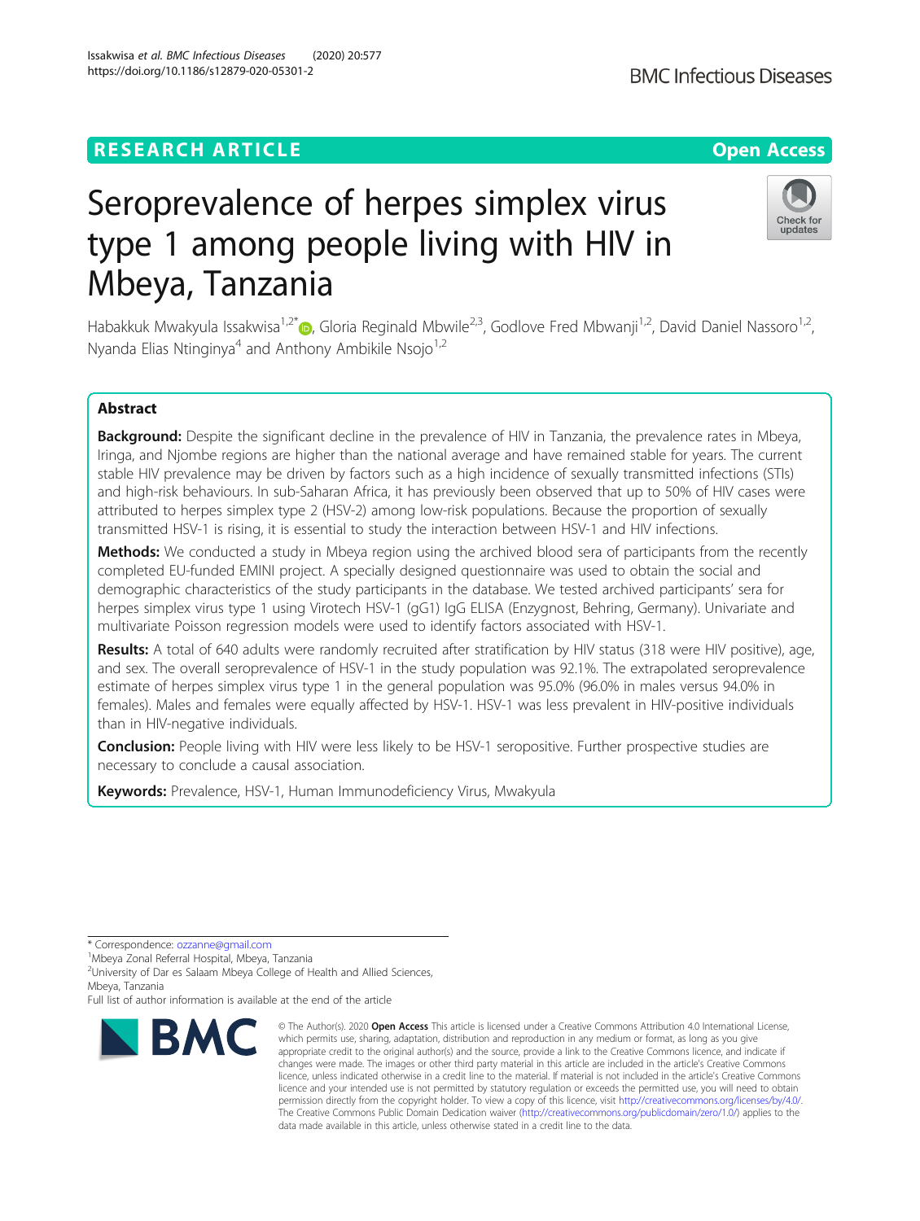RESEARCH ARTICLE

Open Access

# Seroprevalence of herpes simplex virus type 1 among people living with HIV in Mbeya, Tanzania

Habakkuk Mwakyula Issakwisa[1,2*], Gloria Reginald Mbwile[2,3], Godlove Fred Mbwanji[1,2], David Daniel Nassoro[1,2], Nyanda Elias Ntinginya[4] and Anthony Ambikile Nsojo[1,2]

## Abstract

**Background:** Despite the significant decline in the prevalence of HIV in Tanzania, the prevalence rates in Mbeya, Iringa, and Njombe regions are higher than the national average and have remained stable for years. The current stable HIV prevalence may be driven by factors such as a high incidence of sexually transmitted infections (STIs) and high-risk behaviours. In sub-Saharan Africa, it has previously been observed that up to 50% of HIV cases were attributed to herpes simplex type 2 (HSV-2) among low-risk populations. Because the proportion of sexually transmitted HSV-1 is rising, it is essential to study the interaction between HSV-1 and HIV infections.

**Methods:** We conducted a study in Mbeya region using the archived blood sera of participants from the recently completed EU-funded EMINI project. A specially designed questionnaire was used to obtain the social and demographic characteristics of the study participants in the database. We tested archived participants' sera for herpes simplex virus type 1 using Virotech HSV-1 (gG1) IgG ELISA (Enzygnost, Behring, Germany). Univariate and multivariate Poisson regression models were used to identify factors associated with HSV-1.

**Results:** A total of 640 adults were randomly recruited after stratification by HIV status (318 were HIV positive), age, and sex. The overall seroprevalence of HSV-1 in the study population was 92.1%. The extrapolated seroprevalence estimate of herpes simplex virus type 1 in the general population was 95.0% (96.0% in males versus 94.0% in females). Males and females were equally affected by HSV-1. HSV-1 was less prevalent in HIV-positive individuals than in HIV-negative individuals.

**Conclusion:** People living with HIV were less likely to be HSV-1 seropositive. Further prospective studies are necessary to conclude a causal association.

**Keywords:** Prevalence, HSV-1, Human Immunodeficiency Virus, Mwakyula

---

\* Correspondence: ozzanne@gmail.com

[1]Mbeya Zonal Referral Hospital, Mbeya, Tanzania

[2]University of Dar es Salaam Mbeya College of Health and Allied Sciences, Mbeya, Tanzania

Full list of author information is available at the end of the article

© The Author(s). 2020 **Open Access** This article is licensed under a Creative Commons Attribution 4.0 International License, which permits use, sharing, adaptation, distribution and reproduction in any medium or format, as long as you give appropriate credit to the original author(s) and the source, provide a link to the Creative Commons licence, and indicate if changes were made. The images or other third party material in this article are included in the article's Creative Commons licence, unless indicated otherwise in a credit line to the material. If material is not included in the article's Creative Commons licence and your intended use is not permitted by statutory regulation or exceeds the permitted use, you will need to obtain permission directly from the copyright holder. To view a copy of this licence, visit http://creativecommons.org/licenses/by/4.0/. The Creative Commons Public Domain Dedication waiver (http://creativecommons.org/publicdomain/zero/1.0/) applies to the data made available in this article, unless otherwise stated in a credit line to the data.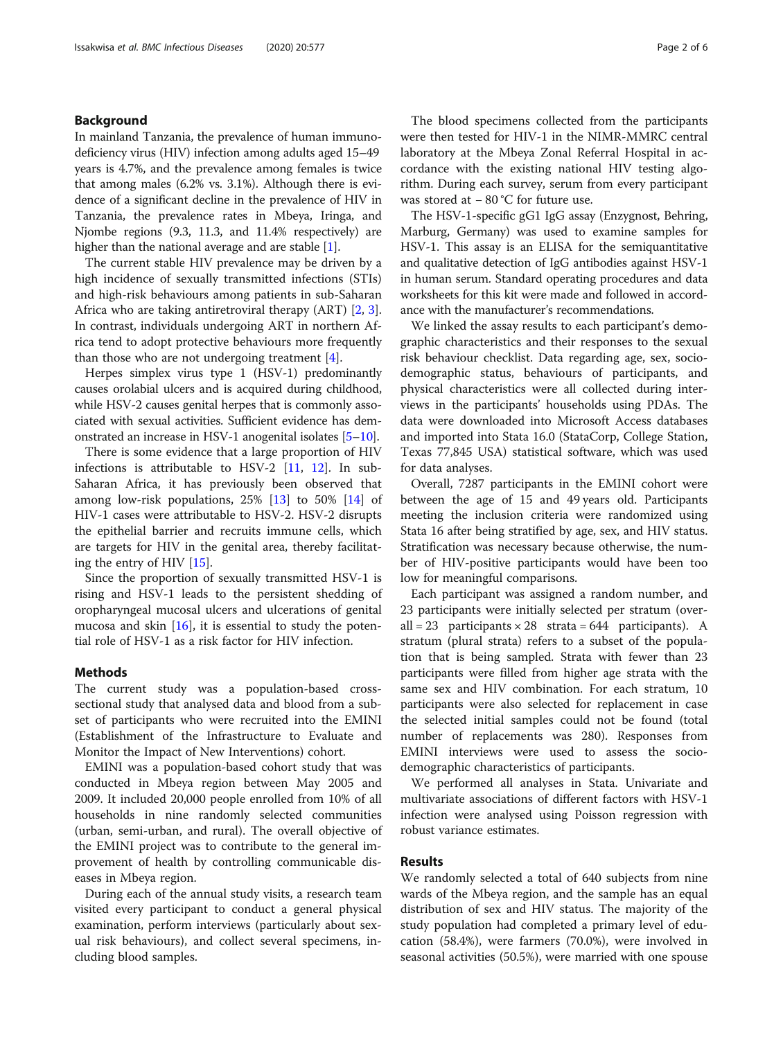## Background

In mainland Tanzania, the prevalence of human immunodeficiency virus (HIV) infection among adults aged 15–49 years is 4.7%, and the prevalence among females is twice that among males (6.2% vs. 3.1%). Although there is evidence of a significant decline in the prevalence of HIV in Tanzania, the prevalence rates in Mbeya, Iringa, and Njombe regions (9.3, 11.3, and 11.4% respectively) are higher than the national average and are stable [1].

The current stable HIV prevalence may be driven by a high incidence of sexually transmitted infections (STIs) and high-risk behaviours among patients in sub-Saharan Africa who are taking antiretroviral therapy (ART) [2, 3]. In contrast, individuals undergoing ART in northern Africa tend to adopt protective behaviours more frequently than those who are not undergoing treatment [4].

Herpes simplex virus type 1 (HSV-1) predominantly causes orolabial ulcers and is acquired during childhood, while HSV-2 causes genital herpes that is commonly associated with sexual activities. Sufficient evidence has demonstrated an increase in HSV-1 anogenital isolates [5–10].

There is some evidence that a large proportion of HIV infections is attributable to HSV-2 [11, 12]. In sub-Saharan Africa, it has previously been observed that among low-risk populations, 25% [13] to 50% [14] of HIV-1 cases were attributable to HSV-2. HSV-2 disrupts the epithelial barrier and recruits immune cells, which are targets for HIV in the genital area, thereby facilitating the entry of HIV [15].

Since the proportion of sexually transmitted HSV-1 is rising and HSV-1 leads to the persistent shedding of oropharyngeal mucosal ulcers and ulcerations of genital mucosa and skin [16], it is essential to study the potential role of HSV-1 as a risk factor for HIV infection.

## Methods

The current study was a population-based cross-sectional study that analysed data and blood from a subset of participants who were recruited into the EMINI (Establishment of the Infrastructure to Evaluate and Monitor the Impact of New Interventions) cohort.

EMINI was a population-based cohort study that was conducted in Mbeya region between May 2005 and 2009. It included 20,000 people enrolled from 10% of all households in nine randomly selected communities (urban, semi-urban, and rural). The overall objective of the EMINI project was to contribute to the general improvement of health by controlling communicable diseases in Mbeya region.

During each of the annual study visits, a research team visited every participant to conduct a general physical examination, perform interviews (particularly about sexual risk behaviours), and collect several specimens, including blood samples.

The blood specimens collected from the participants were then tested for HIV-1 in the NIMR-MMRC central laboratory at the Mbeya Zonal Referral Hospital in accordance with the existing national HIV testing algorithm. During each survey, serum from every participant was stored at − 80 °C for future use.

The HSV-1-specific gG1 IgG assay (Enzygnost, Behring, Marburg, Germany) was used to examine samples for HSV-1. This assay is an ELISA for the semiquantitative and qualitative detection of IgG antibodies against HSV-1 in human serum. Standard operating procedures and data worksheets for this kit were made and followed in accordance with the manufacturer's recommendations.

We linked the assay results to each participant's demographic characteristics and their responses to the sexual risk behaviour checklist. Data regarding age, sex, socio-demographic status, behaviours of participants, and physical characteristics were all collected during interviews in the participants' households using PDAs. The data were downloaded into Microsoft Access databases and imported into Stata 16.0 (StataCorp, College Station, Texas 77,845 USA) statistical software, which was used for data analyses.

Overall, 7287 participants in the EMINI cohort were between the age of 15 and 49 years old. Participants meeting the inclusion criteria were randomized using Stata 16 after being stratified by age, sex, and HIV status. Stratification was necessary because otherwise, the number of HIV-positive participants would have been too low for meaningful comparisons.

Each participant was assigned a random number, and 23 participants were initially selected per stratum (overall = 23 participants × 28 strata = 644 participants). A stratum (plural strata) refers to a subset of the population that is being sampled. Strata with fewer than 23 participants were filled from higher age strata with the same sex and HIV combination. For each stratum, 10 participants were also selected for replacement in case the selected initial samples could not be found (total number of replacements was 280). Responses from EMINI interviews were used to assess the socio-demographic characteristics of participants.

We performed all analyses in Stata. Univariate and multivariate associations of different factors with HSV-1 infection were analysed using Poisson regression with robust variance estimates.

## Results

We randomly selected a total of 640 subjects from nine wards of the Mbeya region, and the sample has an equal distribution of sex and HIV status. The majority of the study population had completed a primary level of education (58.4%), were farmers (70.0%), were involved in seasonal activities (50.5%), were married with one spouse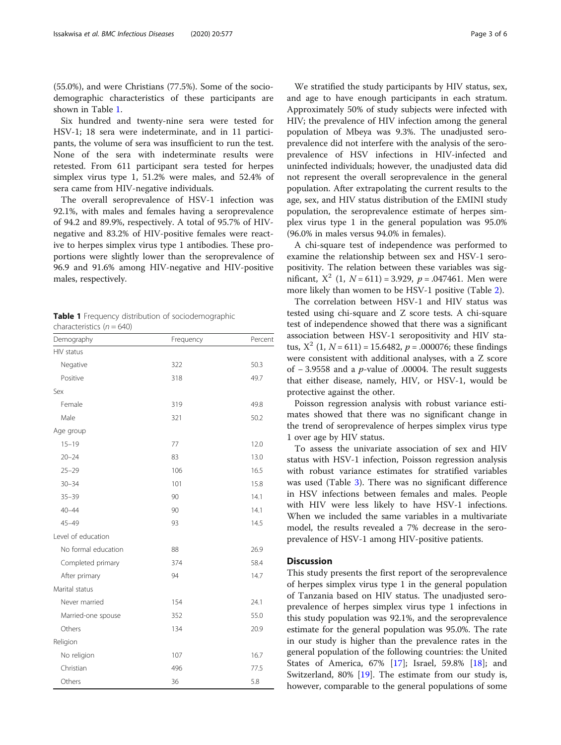(55.0%), and were Christians (77.5%). Some of the sociodemographic characteristics of these participants are shown in Table 1.

Six hundred and twenty-nine sera were tested for HSV-1; 18 sera were indeterminate, and in 11 participants, the volume of sera was insufficient to run the test. None of the sera with indeterminate results were retested. From 611 participant sera tested for herpes simplex virus type 1, 51.2% were males, and 52.4% of sera came from HIV-negative individuals.

The overall seroprevalence of HSV-1 infection was 92.1%, with males and females having a seroprevalence of 94.2 and 89.9%, respectively. A total of 95.7% of HIV-negative and 83.2% of HIV-positive females were reactive to herpes simplex virus type 1 antibodies. These proportions were slightly lower than the seroprevalence of 96.9 and 91.6% among HIV-negative and HIV-positive males, respectively.

**Table 1** Frequency distribution of sociodemographic characteristics ($n = 640$)

| Demography | Frequency | Percent |
|---|---|---|
| HIV status | | |
| Negative | 322 | 50.3 |
| Positive | 318 | 49.7 |
| Sex | | |
| Female | 319 | 49.8 |
| Male | 321 | 50.2 |
| Age group | | |
| 15–19 | 77 | 12.0 |
| 20–24 | 83 | 13.0 |
| 25–29 | 106 | 16.5 |
| 30–34 | 101 | 15.8 |
| 35–39 | 90 | 14.1 |
| 40–44 | 90 | 14.1 |
| 45–49 | 93 | 14.5 |
| Level of education | | |
| No formal education | 88 | 26.9 |
| Completed primary | 374 | 58.4 |
| After primary | 94 | 14.7 |
| Marital status | | |
| Never married | 154 | 24.1 |
| Married-one spouse | 352 | 55.0 |
| Others | 134 | 20.9 |
| Religion | | |
| No religion | 107 | 16.7 |
| Christian | 496 | 77.5 |
| Others | 36 | 5.8 |

We stratified the study participants by HIV status, sex, and age to have enough participants in each stratum. Approximately 50% of study subjects were infected with HIV; the prevalence of HIV infection among the general population of Mbeya was 9.3%. The unadjusted seroprevalence did not interfere with the analysis of the seroprevalence of HSV infections in HIV-infected and uninfected individuals; however, the unadjusted data did not represent the overall seroprevalence in the general population. After extrapolating the current results to the age, sex, and HIV status distribution of the EMINI study population, the seroprevalence estimate of herpes simplex virus type 1 in the general population was 95.0% (96.0% in males versus 94.0% in females).

A chi-square test of independence was performed to examine the relationship between sex and HSV-1 seropositivity. The relation between these variables was significant, $X^2$ (1, $N = 611$) = 3.929, $p = .047461$. Men were more likely than women to be HSV-1 positive (Table 2).

The correlation between HSV-1 and HIV status was tested using chi-square and Z score tests. A chi-square test of independence showed that there was a significant association between HSV-1 seropositivity and HIV status, $X^2$ (1, $N = 611$) = 15.6482, $p = .000076$; these findings were consistent with additional analyses, with a Z score of − 3.9558 and a $p$-value of .00004. The result suggests that either disease, namely, HIV, or HSV-1, would be protective against the other.

Poisson regression analysis with robust variance estimates showed that there was no significant change in the trend of seroprevalence of herpes simplex virus type 1 over age by HIV status.

To assess the univariate association of sex and HIV status with HSV-1 infection, Poisson regression analysis with robust variance estimates for stratified variables was used (Table 3). There was no significant difference in HSV infections between females and males. People with HIV were less likely to have HSV-1 infections. When we included the same variables in a multivariate model, the results revealed a 7% decrease in the seroprevalence of HSV-1 among HIV-positive patients.

## Discussion

This study presents the first report of the seroprevalence of herpes simplex virus type 1 in the general population of Tanzania based on HIV status. The unadjusted seroprevalence of herpes simplex virus type 1 infections in this study population was 92.1%, and the seroprevalence estimate for the general population was 95.0%. The rate in our study is higher than the prevalence rates in the general population of the following countries: the United States of America, 67% [17]; Israel, 59.8% [18]; and Switzerland, 80% [19]. The estimate from our study is, however, comparable to the general populations of some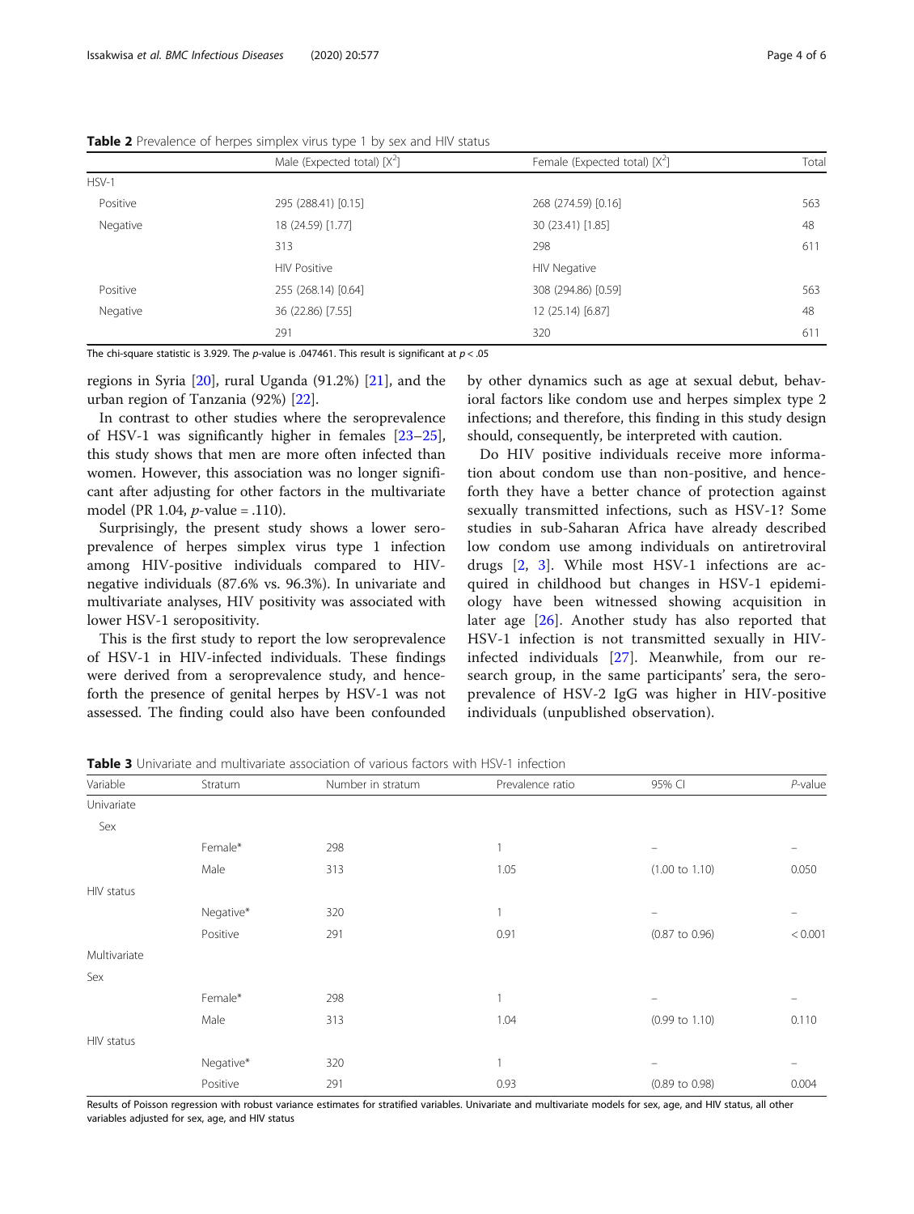**Table 2** Prevalence of herpes simplex virus type 1 by sex and HIV status

| | Male (Expected total) [$X^2$] | Female (Expected total) [$X^2$] | Total |
|---|---|---|---|
| HSV-1 | | | |
| Positive | 295 (288.41) [0.15] | 268 (274.59) [0.16] | 563 |
| Negative | 18 (24.59) [1.77] | 30 (23.41) [1.85] | 48 |
| | 313 | 298 | 611 |
| | HIV Positive | HIV Negative | |
| Positive | 255 (268.14) [0.64] | 308 (294.86) [0.59] | 563 |
| Negative | 36 (22.86) [7.55] | 12 (25.14) [6.87] | 48 |
| | 291 | 320 | 611 |

The chi-square statistic is 3.929. The *p*-value is .047461. This result is significant at $p < .05$

regions in Syria [20], rural Uganda (91.2%) [21], and the urban region of Tanzania (92%) [22].

In contrast to other studies where the seroprevalence of HSV-1 was significantly higher in females [23–25], this study shows that men are more often infected than women. However, this association was no longer significant after adjusting for other factors in the multivariate model (PR 1.04, *p*-value = .110).

Surprisingly, the present study shows a lower seroprevalence of herpes simplex virus type 1 infection among HIV-positive individuals compared to HIV-negative individuals (87.6% vs. 96.3%). In univariate and multivariate analyses, HIV positivity was associated with lower HSV-1 seropositivity.

This is the first study to report the low seroprevalence of HSV-1 in HIV-infected individuals. These findings were derived from a seroprevalence study, and henceforth the presence of genital herpes by HSV-1 was not assessed. The finding could also have been confounded by other dynamics such as age at sexual debut, behavioral factors like condom use and herpes simplex type 2 infections; and therefore, this finding in this study design should, consequently, be interpreted with caution.

Do HIV positive individuals receive more information about condom use than non-positive, and henceforth they have a better chance of protection against sexually transmitted infections, such as HSV-1? Some studies in sub-Saharan Africa have already described low condom use among individuals on antiretroviral drugs [2, 3]. While most HSV-1 infections are acquired in childhood but changes in HSV-1 epidemiology have been witnessed showing acquisition in later age [26]. Another study has also reported that HSV-1 infection is not transmitted sexually in HIV-infected individuals [27]. Meanwhile, from our research group, in the same participants' sera, the seroprevalence of HSV-2 IgG was higher in HIV-positive individuals (unpublished observation).

**Table 3** Univariate and multivariate association of various factors with HSV-1 infection

| Variable | Stratum | Number in stratum | Prevalence ratio | 95% CI | *P*-value |
|---|---|---|---|---|---|
| Univariate | | | | | |
| Sex | | | | | |
| | Female* | 298 | 1 | – | – |
| | Male | 313 | 1.05 | (1.00 to 1.10) | 0.050 |
| HIV status | | | | | |
| | Negative* | 320 | 1 | – | – |
| | Positive | 291 | 0.91 | (0.87 to 0.96) | < 0.001 |
| Multivariate | | | | | |
| Sex | | | | | |
| | Female* | 298 | 1 | – | – |
| | Male | 313 | 1.04 | (0.99 to 1.10) | 0.110 |
| HIV status | | | | | |
| | Negative* | 320 | 1 | – | – |
| | Positive | 291 | 0.93 | (0.89 to 0.98) | 0.004 |

Results of Poisson regression with robust variance estimates for stratified variables. Univariate and multivariate models for sex, age, and HIV status, all other variables adjusted for sex, age, and HIV status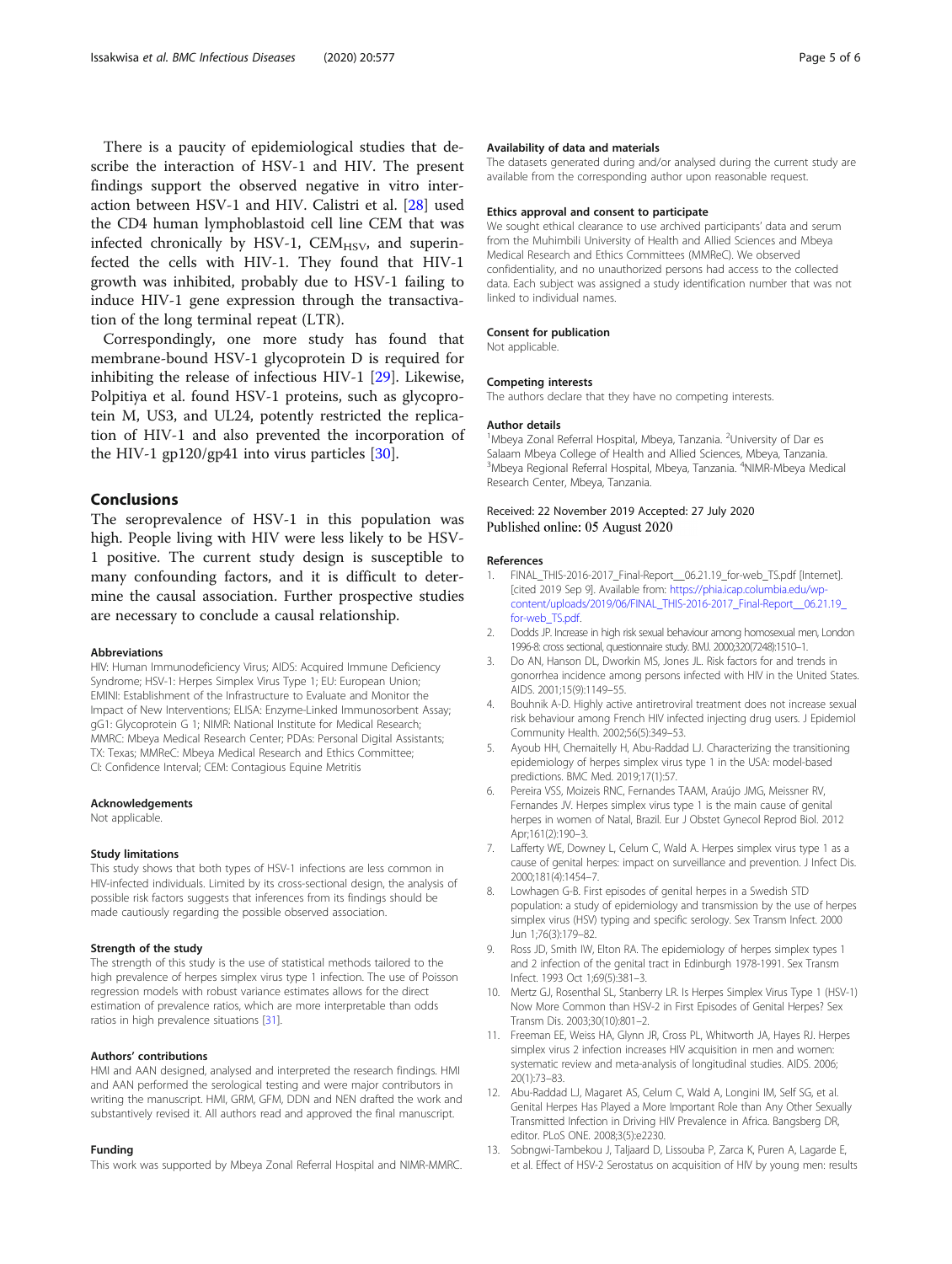There is a paucity of epidemiological studies that describe the interaction of HSV-1 and HIV. The present findings support the observed negative in vitro interaction between HSV-1 and HIV. Calistri et al. [28] used the CD4 human lymphoblastoid cell line CEM that was infected chronically by HSV-1, $CEM_{HSV}$, and superinfected the cells with HIV-1. They found that HIV-1 growth was inhibited, probably due to HSV-1 failing to induce HIV-1 gene expression through the transactivation of the long terminal repeat (LTR).

Correspondingly, one more study has found that membrane-bound HSV-1 glycoprotein D is required for inhibiting the release of infectious HIV-1 [29]. Likewise, Polpitiya et al. found HSV-1 proteins, such as glycoprotein M, US3, and UL24, potently restricted the replication of HIV-1 and also prevented the incorporation of the HIV-1 gp120/gp41 into virus particles [30].

## Conclusions

The seroprevalence of HSV-1 in this population was high. People living with HIV were less likely to be HSV-1 positive. The current study design is susceptible to many confounding factors, and it is difficult to determine the causal association. Further prospective studies are necessary to conclude a causal relationship.

#### Abbreviations

HIV: Human Immunodeficiency Virus; AIDS: Acquired Immune Deficiency Syndrome; HSV-1: Herpes Simplex Virus Type 1; EU: European Union; EMINI: Establishment of the Infrastructure to Evaluate and Monitor the Impact of New Interventions; ELISA: Enzyme-Linked Immunosorbent Assay; gG1: Glycoprotein G 1; NIMR: National Institute for Medical Research; MMRC: Mbeya Medical Research Center; PDAs: Personal Digital Assistants; TX: Texas; MMReC: Mbeya Medical Research and Ethics Committee; CI: Confidence Interval; CEM: Contagious Equine Metritis

#### Acknowledgements

Not applicable.

#### Study limitations

This study shows that both types of HSV-1 infections are less common in HIV-infected individuals. Limited by its cross-sectional design, the analysis of possible risk factors suggests that inferences from its findings should be made cautiously regarding the possible observed association.

#### Strength of the study

The strength of this study is the use of statistical methods tailored to the high prevalence of herpes simplex virus type 1 infection. The use of Poisson regression models with robust variance estimates allows for the direct estimation of prevalence ratios, which are more interpretable than odds ratios in high prevalence situations [31].

#### Authors' contributions

HMI and AAN designed, analysed and interpreted the research findings. HMI and AAN performed the serological testing and were major contributors in writing the manuscript. HMI, GRM, GFM, DDN and NEN drafted the work and substantively revised it. All authors read and approved the final manuscript.

#### Funding

This work was supported by Mbeya Zonal Referral Hospital and NIMR-MMRC.

#### Availability of data and materials

The datasets generated during and/or analysed during the current study are available from the corresponding author upon reasonable request.

#### Ethics approval and consent to participate

We sought ethical clearance to use archived participants' data and serum from the Muhimbili University of Health and Allied Sciences and Mbeya Medical Research and Ethics Committees (MMReC). We observed confidentiality, and no unauthorized persons had access to the collected data. Each subject was assigned a study identification number that was not linked to individual names.

#### Consent for publication

Not applicable.

#### Competing interests

The authors declare that they have no competing interests.

#### Author details

[1]Mbeya Zonal Referral Hospital, Mbeya, Tanzania. [2]University of Dar es Salaam Mbeya College of Health and Allied Sciences, Mbeya, Tanzania. [3]Mbeya Regional Referral Hospital, Mbeya, Tanzania. [4]NIMR-Mbeya Medical Research Center, Mbeya, Tanzania.

Received: 22 November 2019 Accepted: 27 July 2020
Published online: 05 August 2020

#### References

1. FINAL_THIS-2016-2017_Final-Report__06.21.19_for-web_TS.pdf [Internet]. [cited 2019 Sep 9]. Available from: https://phia.icap.columbia.edu/wp-content/uploads/2019/06/FINAL_THIS-2016-2017_Final-Report__06.21.19_for-web_TS.pdf.
2. Dodds JP. Increase in high risk sexual behaviour among homosexual men, London 1996-8: cross sectional, questionnaire study. BMJ. 2000;320(7248):1510–1.
3. Do AN, Hanson DL, Dworkin MS, Jones JL. Risk factors for and trends in gonorrhea incidence among persons infected with HIV in the United States. AIDS. 2001;15(9):1149–55.
4. Bouhnik A-D. Highly active antiretroviral treatment does not increase sexual risk behaviour among French HIV infected injecting drug users. J Epidemiol Community Health. 2002;56(5):349–53.
5. Ayoub HH, Chemaitelly H, Abu-Raddad LJ. Characterizing the transitioning epidemiology of herpes simplex virus type 1 in the USA: model-based predictions. BMC Med. 2019;17(1):57.
6. Pereira VSS, Moizeis RNC, Fernandes TAAM, Araújo JMG, Meissner RV, Fernandes JV. Herpes simplex virus type 1 is the main cause of genital herpes in women of Natal, Brazil. Eur J Obstet Gynecol Reprod Biol. 2012 Apr;161(2):190–3.
7. Lafferty WE, Downey L, Celum C, Wald A. Herpes simplex virus type 1 as a cause of genital herpes: impact on surveillance and prevention. J Infect Dis. 2000;181(4):1454–7.
8. Lowhagen G-B. First episodes of genital herpes in a Swedish STD population: a study of epidemiology and transmission by the use of herpes simplex virus (HSV) typing and specific serology. Sex Transm Infect. 2000 Jun 1;76(3):179–82.
9. Ross JD, Smith IW, Elton RA. The epidemiology of herpes simplex types 1 and 2 infection of the genital tract in Edinburgh 1978-1991. Sex Transm Infect. 1993 Oct 1;69(5):381–3.
10. Mertz GJ, Rosenthal SL, Stanberry LR. Is Herpes Simplex Virus Type 1 (HSV-1) Now More Common than HSV-2 in First Episodes of Genital Herpes? Sex Transm Dis. 2003;30(10):801–2.
11. Freeman EE, Weiss HA, Glynn JR, Cross PL, Whitworth JA, Hayes RJ. Herpes simplex virus 2 infection increases HIV acquisition in men and women: systematic review and meta-analysis of longitudinal studies. AIDS. 2006; 20(1):73–83.
12. Abu-Raddad LJ, Magaret AS, Celum C, Wald A, Longini IM, Self SG, et al. Genital Herpes Has Played a More Important Role than Any Other Sexually Transmitted Infection in Driving HIV Prevalence in Africa. Bangsberg DR, editor. PLoS ONE. 2008;3(5):e2230.
13. Sobngwi-Tambekou J, Taljaard D, Lissouba P, Zarca K, Puren A, Lagarde E, et al. Effect of HSV-2 Serostatus on acquisition of HIV by young men: results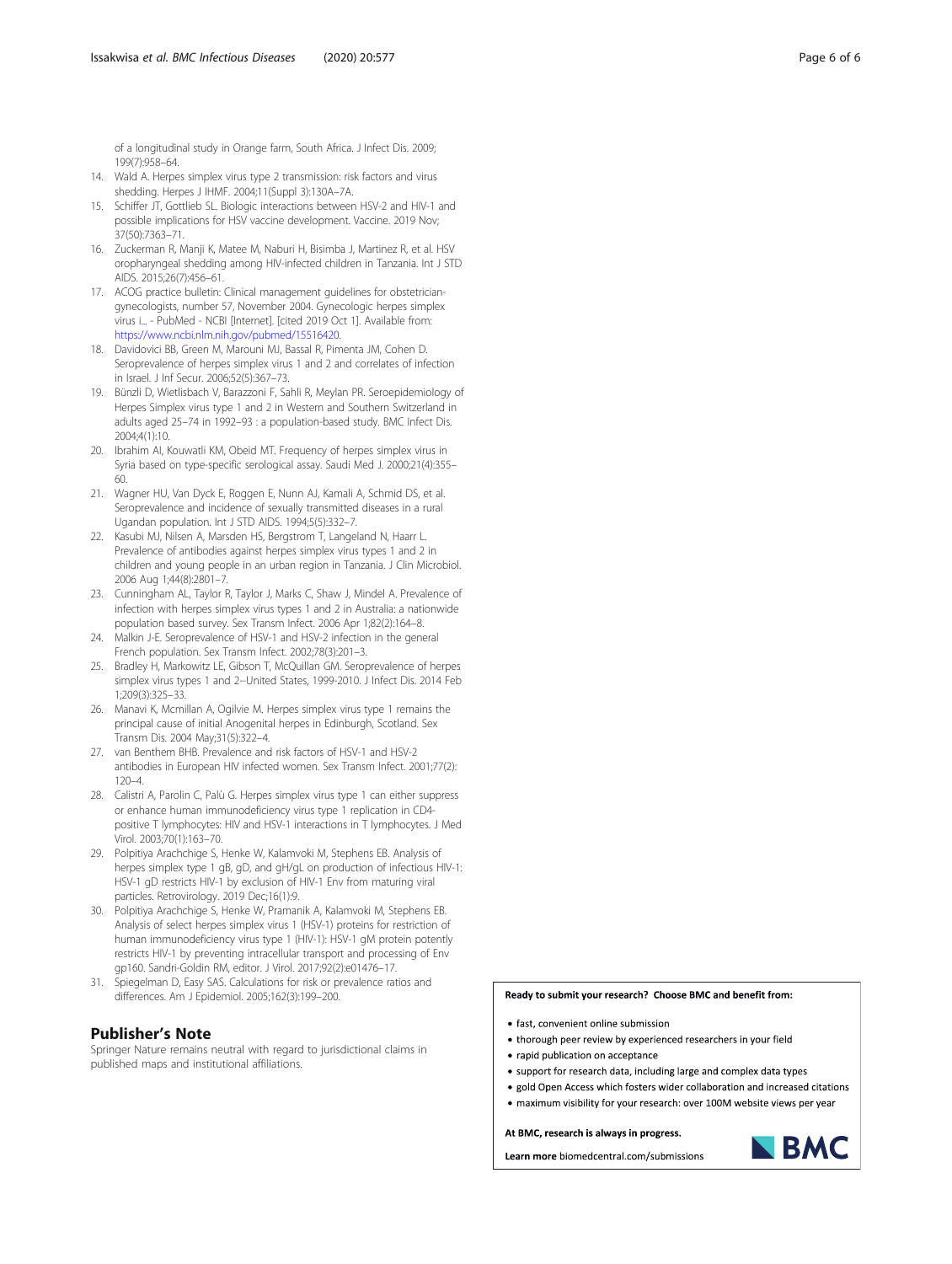of a longitudinal study in Orange farm, South Africa. J Infect Dis. 2009; 199(7):958–64.

14. Wald A. Herpes simplex virus type 2 transmission: risk factors and virus shedding. Herpes J IHMF. 2004;11(Suppl 3):130A–7A.
15. Schiffer JT, Gottlieb SL. Biologic interactions between HSV-2 and HIV-1 and possible implications for HSV vaccine development. Vaccine. 2019 Nov; 37(50):7363–71.
16. Zuckerman R, Manji K, Matee M, Naburi H, Bisimba J, Martinez R, et al. HSV oropharyngeal shedding among HIV-infected children in Tanzania. Int J STD AIDS. 2015;26(7):456–61.
17. ACOG practice bulletin: Clinical management guidelines for obstetrician-gynecologists, number 57, November 2004. Gynecologic herpes simplex virus i... - PubMed - NCBI [Internet]. [cited 2019 Oct 1]. Available from: https://www.ncbi.nlm.nih.gov/pubmed/15516420.
18. Davidovici BB, Green M, Marouni MJ, Bassal R, Pimenta JM, Cohen D. Seroprevalence of herpes simplex virus 1 and 2 and correlates of infection in Israel. J Inf Secur. 2006;52(5):367–73.
19. Bünzli D, Wietlisbach V, Barazzoni F, Sahli R, Meylan PR. Seroepidemiology of Herpes Simplex virus type 1 and 2 in Western and Southern Switzerland in adults aged 25–74 in 1992–93 : a population-based study. BMC Infect Dis. 2004;4(1):10.
20. Ibrahim AI, Kouwatli KM, Obeid MT. Frequency of herpes simplex virus in Syria based on type-specific serological assay. Saudi Med J. 2000;21(4):355–60.
21. Wagner HU, Van Dyck E, Roggen E, Nunn AJ, Kamali A, Schmid DS, et al. Seroprevalence and incidence of sexually transmitted diseases in a rural Ugandan population. Int J STD AIDS. 1994;5(5):332–7.
22. Kasubi MJ, Nilsen A, Marsden HS, Bergstrom T, Langeland N, Haarr L. Prevalence of antibodies against herpes simplex virus types 1 and 2 in children and young people in an urban region in Tanzania. J Clin Microbiol. 2006 Aug 1;44(8):2801–7.
23. Cunningham AL, Taylor R, Taylor J, Marks C, Shaw J, Mindel A. Prevalence of infection with herpes simplex virus types 1 and 2 in Australia: a nationwide population based survey. Sex Transm Infect. 2006 Apr 1;82(2):164–8.
24. Malkin J-E. Seroprevalence of HSV-1 and HSV-2 infection in the general French population. Sex Transm Infect. 2002;78(3):201–3.
25. Bradley H, Markowitz LE, Gibson T, McQuillan GM. Seroprevalence of herpes simplex virus types 1 and 2--United States, 1999-2010. J Infect Dis. 2014 Feb 1;209(3):325–33.
26. Manavi K, Mcmillan A, Ogilvie M. Herpes simplex virus type 1 remains the principal cause of initial Anogenital herpes in Edinburgh, Scotland. Sex Transm Dis. 2004 May;31(5):322–4.
27. van Benthem BHB. Prevalence and risk factors of HSV-1 and HSV-2 antibodies in European HIV infected women. Sex Transm Infect. 2001;77(2): 120–4.
28. Calistri A, Parolin C, Palù G. Herpes simplex virus type 1 can either suppress or enhance human immunodeficiency virus type 1 replication in CD4-positive T lymphocytes: HIV and HSV-1 interactions in T lymphocytes. J Med Virol. 2003;70(1):163–70.
29. Polpitiya Arachchige S, Henke W, Kalamvoki M, Stephens EB. Analysis of herpes simplex type 1 gB, gD, and gH/gL on production of infectious HIV-1: HSV-1 gD restricts HIV-1 by exclusion of HIV-1 Env from maturing viral particles. Retrovirology. 2019 Dec;16(1):9.
30. Polpitiya Arachchige S, Henke W, Pramanik A, Kalamvoki M, Stephens EB. Analysis of select herpes simplex virus 1 (HSV-1) proteins for restriction of human immunodeficiency virus type 1 (HIV-1): HSV-1 gM protein potently restricts HIV-1 by preventing intracellular transport and processing of Env gp160. Sandri-Goldin RM, editor. J Virol. 2017;92(2):e01476–17.
31. Spiegelman D, Easy SAS. Calculations for risk or prevalence ratios and differences. Am J Epidemiol. 2005;162(3):199–200.

## Publisher's Note

Springer Nature remains neutral with regard to jurisdictional claims in published maps and institutional affiliations.

**Ready to submit your research? Choose BMC and benefit from:**

- fast, convenient online submission
- thorough peer review by experienced researchers in your field
- rapid publication on acceptance
- support for research data, including large and complex data types
- gold Open Access which fosters wider collaboration and increased citations
- maximum visibility for your research: over 100M website views per year

**At BMC, research is always in progress.**

**Learn more** biomedcentral.com/submissions

BMC